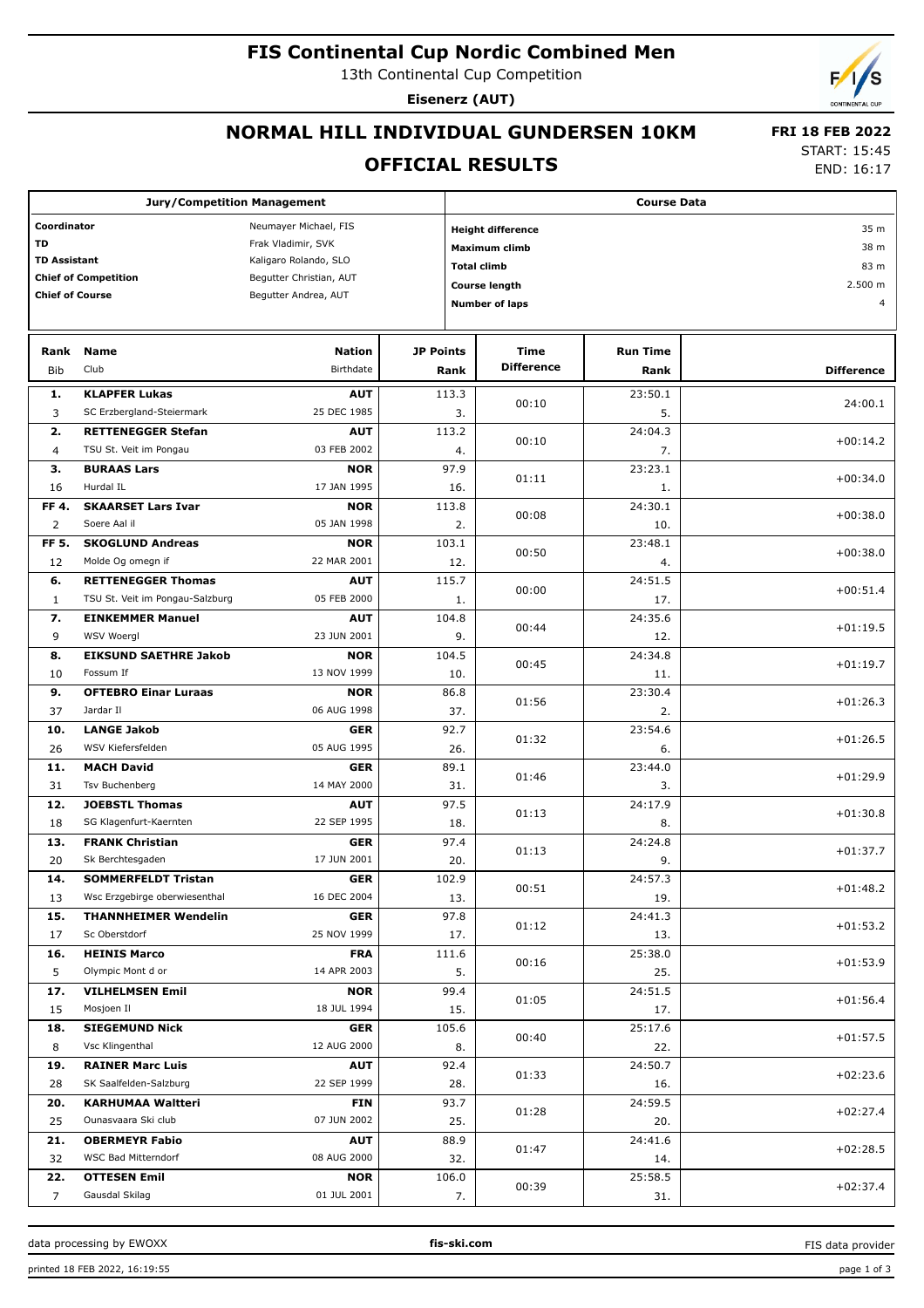# FIS Continental Cup Nordic Combined Men

13th Continental Cup Competition

**Eisenerz (AUT)**

## NORMAL HILL INDIVIDUAL GUNDERSEN 10KM

## OFFICIAL RESULTS

**FRI 18 FEB 2022**

START: 15:45
END: 16:17

| Jury/Competition Management | |
|---|---|
| Coordinator | Neumayer Michael, FIS |
| TD | Frak Vladimir, SVK |
| TD Assistant | Kaligaro Rolando, SLO |
| Chief of Competition | Begutter Christian, AUT |
| Chief of Course | Begutter Andrea, AUT |

| Course Data | |
|---|---|
| Height difference | 35 m |
| Maximum climb | 38 m |
| Total climb | 83 m |
| Course length | 2.500 m |
| Number of laps | 4 |

| Rank | Bib | Name | Club | Nation | Birthdate | JP Points | JP Rank | Time Difference | Run Time | Run Rank | Difference |
|---|---|---|---|---|---|---|---|---|---|---|---|
| 1. | 3 | KLAPFER Lukas | SC Erzbergland-Steiermark | AUT | 25 DEC 1985 | 113.3 | 3. | 00:10 | 23:50.1 | 5. | 24:00.1 |
| 2. | 4 | RETTENEGGER Stefan | TSU St. Veit im Pongau | AUT | 03 FEB 2002 | 113.2 | 4. | 00:10 | 24:04.3 | 7. | +00:14.2 |
| 3. | 16 | BURAAS Lars | Hurdal IL | NOR | 17 JAN 1995 | 97.9 | 16. | 01:11 | 23:23.1 | 1. | +00:34.0 |
| FF 4. | 2 | SKAARSET Lars Ivar | Soere Aal il | NOR | 05 JAN 1998 | 113.8 | 2. | 00:08 | 24:30.1 | 10. | +00:38.0 |
| FF 5. | 12 | SKOGLUND Andreas | Molde Og omegn if | NOR | 22 MAR 2001 | 103.1 | 12. | 00:50 | 23:48.1 | 4. | +00:38.0 |
| 6. | 1 | RETTENEGGER Thomas | TSU St. Veit im Pongau-Salzburg | AUT | 05 FEB 2000 | 115.7 | 1. | 00:00 | 24:51.5 | 17. | +00:51.4 |
| 7. | 9 | EINKEMMER Manuel | WSV Woergl | AUT | 23 JUN 2001 | 104.8 | 9. | 00:44 | 24:35.6 | 12. | +01:19.5 |
| 8. | 10 | EIKSUND SAETHRE Jakob | Fossum If | NOR | 13 NOV 1999 | 104.5 | 10. | 00:45 | 24:34.8 | 11. | +01:19.7 |
| 9. | 37 | OFTEBRO Einar Luraas | Jardar Il | NOR | 06 AUG 1998 | 86.8 | 37. | 01:56 | 23:30.4 | 2. | +01:26.3 |
| 10. | 26 | LANGE Jakob | WSV Kiefersfelden | GER | 05 AUG 1995 | 92.7 | 26. | 01:32 | 23:54.6 | 6. | +01:26.5 |
| 11. | 31 | MACH David | Tsv Buchenberg | GER | 14 MAY 2000 | 89.1 | 31. | 01:46 | 23:44.0 | 3. | +01:29.9 |
| 12. | 18 | JOEBSTL Thomas | SG Klagenfurt-Kaernten | AUT | 22 SEP 1995 | 97.5 | 18. | 01:13 | 24:17.9 | 8. | +01:30.8 |
| 13. | 20 | FRANK Christian | Sk Berchtesgaden | GER | 17 JUN 2001 | 97.4 | 20. | 01:13 | 24:24.8 | 9. | +01:37.7 |
| 14. | 13 | SOMMERFELDT Tristan | Wsc Erzgebirge oberwiesenthal | GER | 16 DEC 2004 | 102.9 | 13. | 00:51 | 24:57.3 | 19. | +01:48.2 |
| 15. | 17 | THANNHEIMER Wendelin | Sc Oberstdorf | GER | 25 NOV 1999 | 97.8 | 17. | 01:12 | 24:41.3 | 13. | +01:53.2 |
| 16. | 5 | HEINIS Marco | Olympic Mont d or | FRA | 14 APR 2003 | 111.6 | 5. | 00:16 | 25:38.0 | 25. | +01:53.9 |
| 17. | 15 | VILHELMSEN Emil | Mosjoen Il | NOR | 18 JUL 1994 | 99.4 | 15. | 01:05 | 24:51.5 | 17. | +01:56.4 |
| 18. | 8 | SIEGEMUND Nick | Vsc Klingenthal | GER | 12 AUG 2000 | 105.6 | 8. | 00:40 | 25:17.6 | 22. | +01:57.5 |
| 19. | 28 | RAINER Marc Luis | SK Saalfelden-Salzburg | AUT | 22 SEP 1999 | 92.4 | 28. | 01:33 | 24:50.7 | 16. | +02:23.6 |
| 20. | 25 | KARHUMAA Waltteri | Ounasvaara Ski club | FIN | 07 JUN 2002 | 93.7 | 25. | 01:28 | 24:59.5 | 20. | +02:27.4 |
| 21. | 32 | OBERMEYR Fabio | WSC Bad Mitterndorf | AUT | 08 AUG 2000 | 88.9 | 32. | 01:47 | 24:41.6 | 14. | +02:28.5 |
| 22. | 7 | OTTESEN Emil | Gausdal Skilag | NOR | 01 JUL 2001 | 106.0 | 7. | 00:39 | 25:58.5 | 31. | +02:37.4 |

data processing by EWOXX — fis-ski.com — FIS data provider

printed 18 FEB 2022, 16:19:55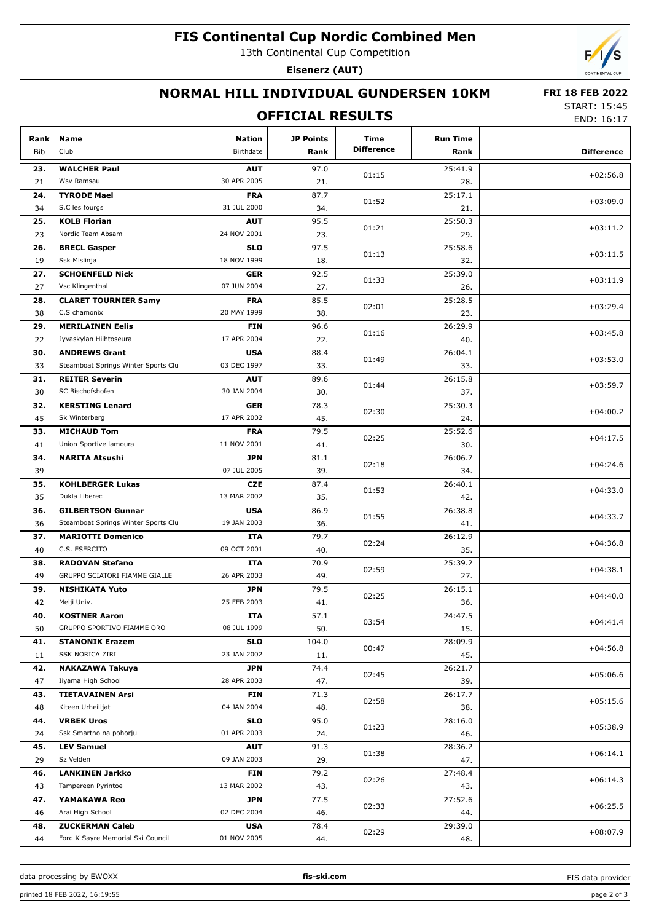# FIS Continental Cup Nordic Combined Men

13th Continental Cup Competition

**Eisenerz (AUT)**

## NORMAL HILL INDIVIDUAL GUNDERSEN 10KM

**FRI 18 FEB 2022**

START: 15:45
END: 16:17

## OFFICIAL RESULTS

| Rank | Bib | Name | Club | Nation | Birthdate | JP Points | JP Rank | Time Difference | Run Time | Run Rank | Difference |
|---|---|---|---|---|---|---|---|---|---|---|---|
| 23. | 21 | **WALCHER Paul** | Wsv Ramsau | **AUT** | 30 APR 2005 | 97.0 | 21. | 01:15 | 25:41.9 | 28. | +02:56.8 |
| 24. | 34 | **TYRODE Mael** | S.C les fourgs | **FRA** | 31 JUL 2000 | 87.7 | 34. | 01:52 | 25:17.1 | 21. | +03:09.0 |
| 25. | 23 | **KOLB Florian** | Nordic Team Absam | **AUT** | 24 NOV 2001 | 95.5 | 23. | 01:21 | 25:50.3 | 29. | +03:11.2 |
| 26. | 19 | **BRECL Gasper** | Ssk Mislinja | **SLO** | 18 NOV 1999 | 97.5 | 18. | 01:13 | 25:58.6 | 32. | +03:11.5 |
| 27. | 27 | **SCHOENFELD Nick** | Vsc Klingenthal | **GER** | 07 JUN 2004 | 92.5 | 27. | 01:33 | 25:39.0 | 26. | +03:11.9 |
| 28. | 38 | **CLARET TOURNIER Samy** | C.S chamonix | **FRA** | 20 MAY 1999 | 85.5 | 38. | 02:01 | 25:28.5 | 23. | +03:29.4 |
| 29. | 22 | **MERILAINEN Eelis** | Jyvaskylan Hiihtoseura | **FIN** | 17 APR 2004 | 96.6 | 22. | 01:16 | 26:29.9 | 40. | +03:45.8 |
| 30. | 33 | **ANDREWS Grant** | Steamboat Springs Winter Sports Clu | **USA** | 03 DEC 1997 | 88.4 | 33. | 01:49 | 26:04.1 | 33. | +03:53.0 |
| 31. | 30 | **REITER Severin** | SC Bischofshofen | **AUT** | 30 JAN 2004 | 89.6 | 30. | 01:44 | 26:15.8 | 37. | +03:59.7 |
| 32. | 45 | **KERSTING Lenard** | Sk Winterberg | **GER** | 17 APR 2002 | 78.3 | 45. | 02:30 | 25:30.3 | 24. | +04:00.2 |
| 33. | 41 | **MICHAUD Tom** | Union Sportive lamoura | **FRA** | 11 NOV 2001 | 79.5 | 41. | 02:25 | 25:52.6 | 30. | +04:17.5 |
| 34. | 39 | **NARITA Atsushi** | | **JPN** | 07 JUL 2005 | 81.1 | 39. | 02:18 | 26:06.7 | 34. | +04:24.6 |
| 35. | 35 | **KOHLBERGER Lukas** | Dukla Liberec | **CZE** | 13 MAR 2002 | 87.4 | 35. | 01:53 | 26:40.1 | 42. | +04:33.0 |
| 36. | 36 | **GILBERTSON Gunnar** | Steamboat Springs Winter Sports Clu | **USA** | 19 JAN 2003 | 86.9 | 36. | 01:55 | 26:38.8 | 41. | +04:33.7 |
| 37. | 40 | **MARIOTTI Domenico** | C.S. ESERCITO | **ITA** | 09 OCT 2001 | 79.7 | 40. | 02:24 | 26:12.9 | 35. | +04:36.8 |
| 38. | 49 | **RADOVAN Stefano** | GRUPPO SCIATORI FIAMME GIALLE | **ITA** | 26 APR 2003 | 70.9 | 49. | 02:59 | 25:39.2 | 27. | +04:38.1 |
| 39. | 42 | **NISHIKATA Yuto** | Meiji Univ. | **JPN** | 25 FEB 2003 | 79.5 | 41. | 02:25 | 26:15.1 | 36. | +04:40.0 |
| 40. | 50 | **KOSTNER Aaron** | GRUPPO SPORTIVO FIAMME ORO | **ITA** | 08 JUL 1999 | 57.1 | 50. | 03:54 | 24:47.5 | 15. | +04:41.4 |
| 41. | 11 | **STANONIK Erazem** | SSK NORICA ZIRI | **SLO** | 23 JAN 2002 | 104.0 | 11. | 00:47 | 28:09.9 | 45. | +04:56.8 |
| 42. | 47 | **NAKAZAWA Takuya** | Iiyama High School | **JPN** | 28 APR 2003 | 74.4 | 47. | 02:45 | 26:21.7 | 39. | +05:06.6 |
| 43. | 48 | **TIETAVAINEN Arsi** | Kiteen Urheilijat | **FIN** | 04 JAN 2004 | 71.3 | 48. | 02:58 | 26:17.7 | 38. | +05:15.6 |
| 44. | 24 | **VRBEK Uros** | Ssk Smartno na pohorju | **SLO** | 01 APR 2003 | 95.0 | 24. | 01:23 | 28:16.0 | 46. | +05:38.9 |
| 45. | 29 | **LEV Samuel** | Sz Velden | **AUT** | 09 JAN 2003 | 91.3 | 29. | 01:38 | 28:36.2 | 47. | +06:14.1 |
| 46. | 43 | **LANKINEN Jarkko** | Tampereen Pyrintoe | **FIN** | 13 MAR 2002 | 79.2 | 43. | 02:26 | 27:48.4 | 43. | +06:14.3 |
| 47. | 46 | **YAMAKAWA Reo** | Arai High School | **JPN** | 02 DEC 2004 | 77.5 | 46. | 02:33 | 27:52.6 | 44. | +06:25.5 |
| 48. | 44 | **ZUCKERMAN Caleb** | Ford K Sayre Memorial Ski Council | **USA** | 01 NOV 2005 | 78.4 | 44. | 02:29 | 29:39.0 | 48. | +08:07.9 |

data processing by EWOXX | fis-ski.com | FIS data provider

printed 18 FEB 2022, 16:19:55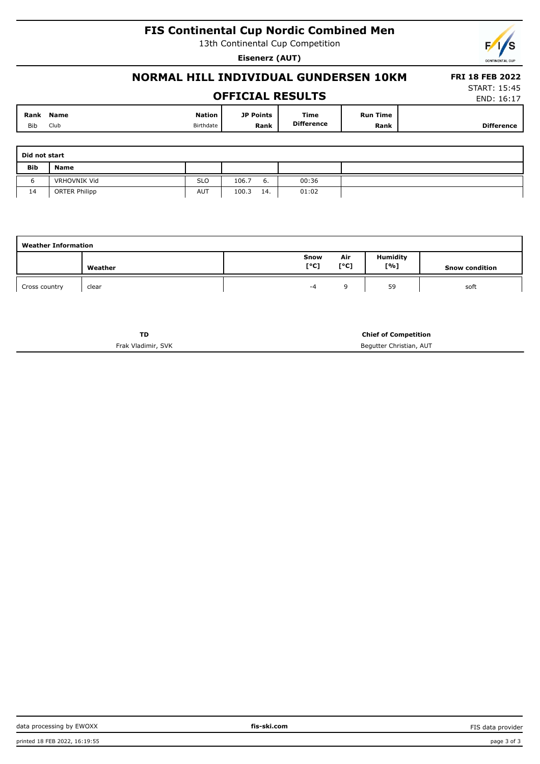# FIS Continental Cup Nordic Combined Men

13th Continental Cup Competition

**Eisenerz (AUT)**

## NORMAL HILL INDIVIDUAL GUNDERSEN 10KM

**FRI 18 FEB 2022**

START: 15:45
END: 16:17

## OFFICIAL RESULTS

| Rank / Bib | Name / Club | Nation / Birthdate | JP Points / Rank | Time Difference | Run Time / Rank | Difference |
|---|---|---|---|---|---|---|

### Did not start

| Bib | Name | Nation | JP Points | Rank | Time Difference |
|---|---|---|---|---|---|
| 6 | VRHOVNIK Vid | SLO | 106.7 | 6. | 00:36 |
| 14 | ORTER Philipp | AUT | 100.3 | 14. | 01:02 |

### Weather Information

| | Weather | Snow [°C] | Air [°C] | Humidity [%] | Snow condition |
|---|---|---|---|---|---|
| Cross country | clear | -4 | 9 | 59 | soft |

**TD**
Frak Vladimir, SVK

**Chief of Competition**
Begutter Christian, AUT

data processing by EWOXX | **fis-ski.com** | FIS data provider

printed 18 FEB 2022, 16:19:55